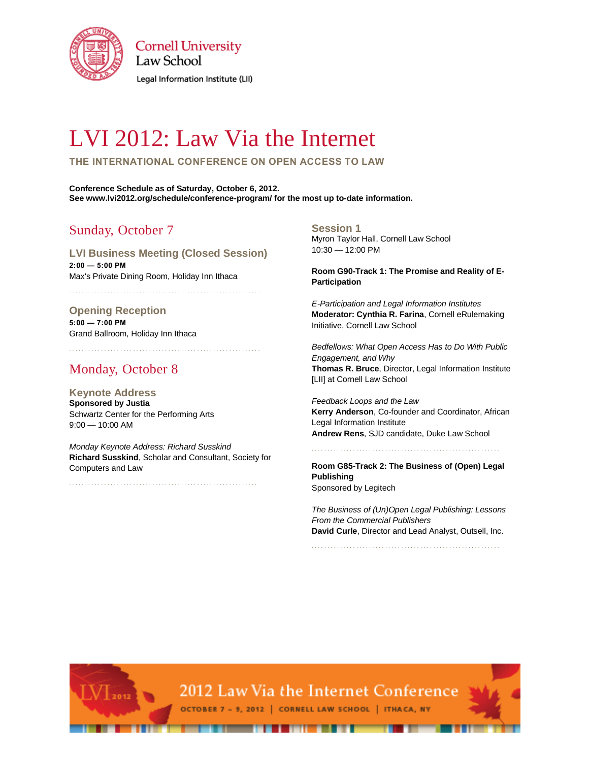Cornell University
Law School
Legal Information Institute (LII)

# LVI 2012: Law Via the Internet

**THE INTERNATIONAL CONFERENCE ON OPEN ACCESS TO LAW**

**Conference Schedule as of Saturday, October 6, 2012.**
**See www.lvi2012.org/schedule/conference-program/ for the most up to-date information.**

## Sunday, October 7

### LVI Business Meeting (Closed Session)

**2:00 — 5:00 PM**
Max's Private Dining Room, Holiday Inn Ithaca

### Opening Reception

**5:00 — 7:00 PM**
Grand Ballroom, Holiday Inn Ithaca

## Monday, October 8

### Keynote Address

**Sponsored by Justia**
Schwartz Center for the Performing Arts
9:00 — 10:00 AM

*Monday Keynote Address: Richard Susskind*
**Richard Susskind**, Scholar and Consultant, Society for Computers and Law

### Session 1

Myron Taylor Hall, Cornell Law School
10:30 — 12:00 PM

**Room G90-Track 1: The Promise and Reality of E-Participation**

*E-Participation and Legal Information Institutes*
**Moderator: Cynthia R. Farina**, Cornell eRulemaking Initiative, Cornell Law School

*Bedfellows: What Open Access Has to Do With Public Engagement, and Why*
**Thomas R. Bruce**, Director, Legal Information Institute [LII] at Cornell Law School

*Feedback Loops and the Law*
**Kerry Anderson**, Co-founder and Coordinator, African Legal Information Institute
**Andrew Rens**, SJD candidate, Duke Law School

**Room G85-Track 2: The Business of (Open) Legal Publishing**
Sponsored by Legitech

*The Business of (Un)Open Legal Publishing: Lessons From the Commercial Publishers*
**David Curle**, Director and Lead Analyst, Outsell, Inc.

2012 Law Via the Internet Conference
OCTOBER 7 – 9, 2012 | CORNELL LAW SCHOOL | ITHACA, NY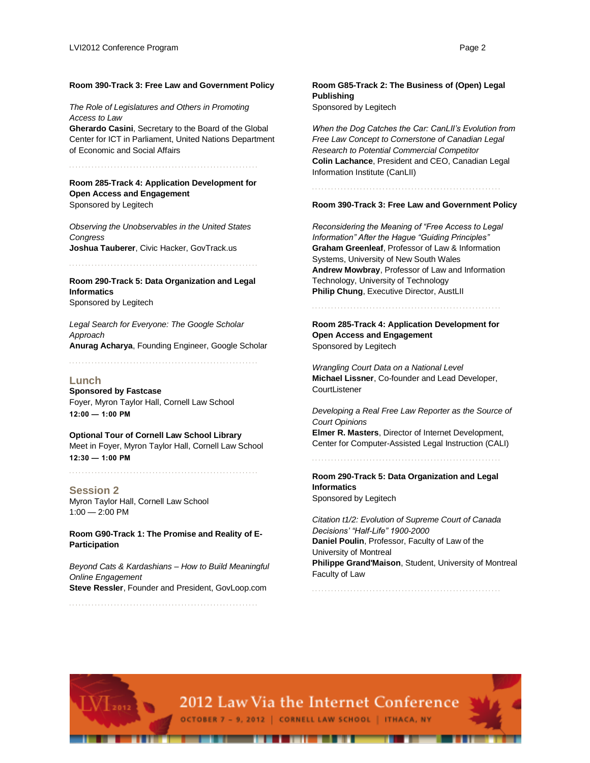**Room 390-Track 3: Free Law and Government Policy**

*The Role of Legislatures and Others in Promoting Access to Law*
**Gherardo Casini**, Secretary to the Board of the Global Center for ICT in Parliament, United Nations Department of Economic and Social Affairs

**Room 285-Track 4: Application Development for Open Access and Engagement**
Sponsored by Legitech

*Observing the Unobservables in the United States Congress*
**Joshua Tauberer**, Civic Hacker, GovTrack.us

**Room 290-Track 5: Data Organization and Legal Informatics**
Sponsored by Legitech

*Legal Search for Everyone: The Google Scholar Approach*
**Anurag Acharya**, Founding Engineer, Google Scholar

## Lunch

**Sponsored by Fastcase**
Foyer, Myron Taylor Hall, Cornell Law School
**12:00 — 1:00 PM**

**Optional Tour of Cornell Law School Library**
Meet in Foyer, Myron Taylor Hall, Cornell Law School
**12:30 — 1:00 PM**

## Session 2

Myron Taylor Hall, Cornell Law School
1:00 — 2:00 PM

**Room G90-Track 1: The Promise and Reality of E-Participation**

*Beyond Cats & Kardashians – How to Build Meaningful Online Engagement*
**Steve Ressler**, Founder and President, GovLoop.com

**Room G85-Track 2: The Business of (Open) Legal Publishing**
Sponsored by Legitech

*When the Dog Catches the Car: CanLII's Evolution from Free Law Concept to Cornerstone of Canadian Legal Research to Potential Commercial Competitor*
**Colin Lachance**, President and CEO, Canadian Legal Information Institute (CanLII)

**Room 390-Track 3: Free Law and Government Policy**

*Reconsidering the Meaning of "Free Access to Legal Information" After the Hague "Guiding Principles"*
**Graham Greenleaf**, Professor of Law & Information Systems, University of New South Wales
**Andrew Mowbray**, Professor of Law and Information Technology, University of Technology
**Philip Chung**, Executive Director, AustLII

**Room 285-Track 4: Application Development for Open Access and Engagement**
Sponsored by Legitech

*Wrangling Court Data on a National Level*
**Michael Lissner**, Co-founder and Lead Developer, CourtListener

*Developing a Real Free Law Reporter as the Source of Court Opinions*
**Elmer R. Masters**, Director of Internet Development, Center for Computer-Assisted Legal Instruction (CALI)

**Room 290-Track 5: Data Organization and Legal Informatics**
Sponsored by Legitech

*Citation t1/2: Evolution of Supreme Court of Canada Decisions' "Half-Life" 1900-2000*
**Daniel Poulin**, Professor, Faculty of Law of the University of Montreal
**Philippe Grand'Maison**, Student, University of Montreal Faculty of Law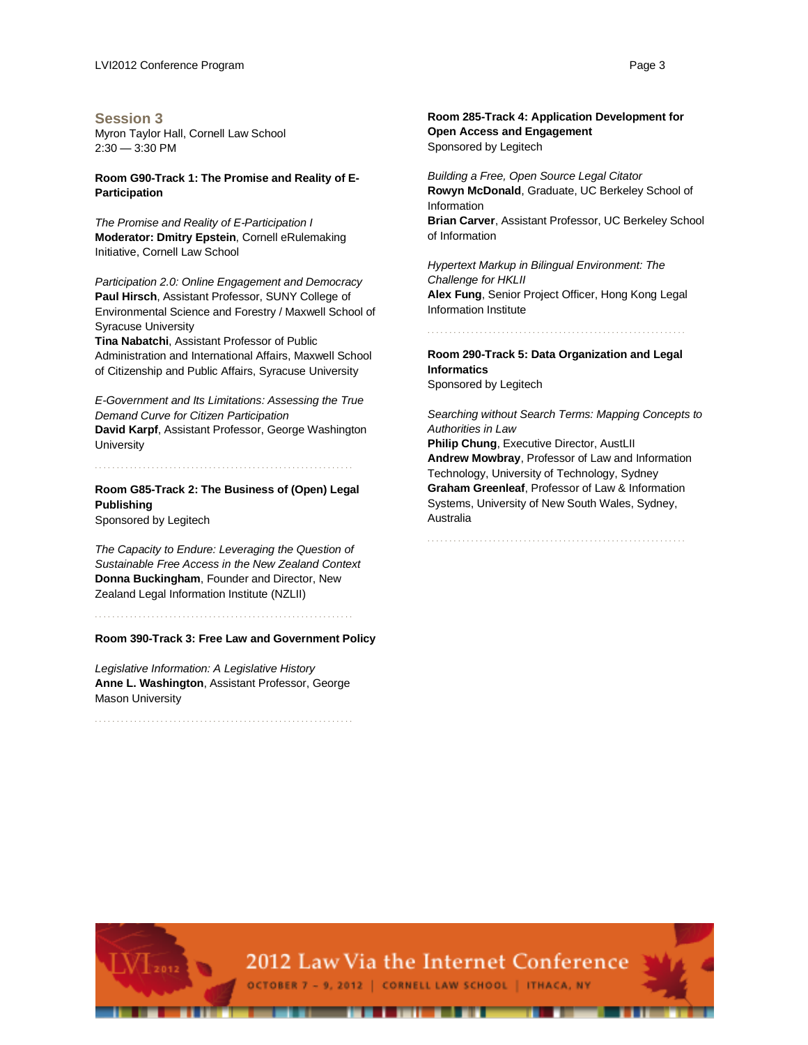## Session 3

Myron Taylor Hall, Cornell Law School
2:30 — 3:30 PM

**Room G90-Track 1: The Promise and Reality of E-Participation**

*The Promise and Reality of E-Participation I*
**Moderator: Dmitry Epstein**, Cornell eRulemaking Initiative, Cornell Law School

*Participation 2.0: Online Engagement and Democracy*
**Paul Hirsch**, Assistant Professor, SUNY College of Environmental Science and Forestry / Maxwell School of Syracuse University
**Tina Nabatchi**, Assistant Professor of Public Administration and International Affairs, Maxwell School of Citizenship and Public Affairs, Syracuse University

*E-Government and Its Limitations: Assessing the True Demand Curve for Citizen Participation*
**David Karpf**, Assistant Professor, George Washington University

**Room G85-Track 2: The Business of (Open) Legal Publishing**
Sponsored by Legitech

*The Capacity to Endure: Leveraging the Question of Sustainable Free Access in the New Zealand Context*
**Donna Buckingham**, Founder and Director, New Zealand Legal Information Institute (NZLII)

**Room 390-Track 3: Free Law and Government Policy**

*Legislative Information: A Legislative History*
**Anne L. Washington**, Assistant Professor, George Mason University

**Room 285-Track 4: Application Development for Open Access and Engagement**
Sponsored by Legitech

*Building a Free, Open Source Legal Citator*
**Rowyn McDonald**, Graduate, UC Berkeley School of Information
**Brian Carver**, Assistant Professor, UC Berkeley School of Information

*Hypertext Markup in Bilingual Environment: The Challenge for HKLII*
**Alex Fung**, Senior Project Officer, Hong Kong Legal Information Institute

**Room 290-Track 5: Data Organization and Legal Informatics**
Sponsored by Legitech

*Searching without Search Terms: Mapping Concepts to Authorities in Law*
**Philip Chung**, Executive Director, AustLII
**Andrew Mowbray**, Professor of Law and Information Technology, University of Technology, Sydney
**Graham Greenleaf**, Professor of Law & Information Systems, University of New South Wales, Sydney, Australia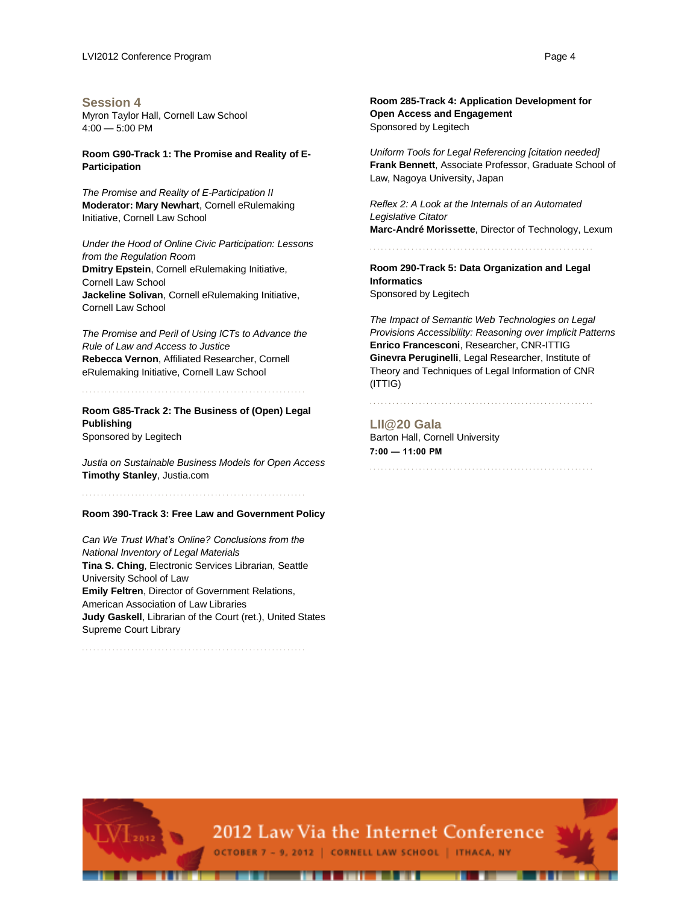## Session 4

Myron Taylor Hall, Cornell Law School
4:00 — 5:00 PM

**Room G90-Track 1: The Promise and Reality of E-Participation**

*The Promise and Reality of E-Participation II*
**Moderator: Mary Newhart**, Cornell eRulemaking Initiative, Cornell Law School

*Under the Hood of Online Civic Participation: Lessons from the Regulation Room*
**Dmitry Epstein**, Cornell eRulemaking Initiative, Cornell Law School
**Jackeline Solivan**, Cornell eRulemaking Initiative, Cornell Law School

*The Promise and Peril of Using ICTs to Advance the Rule of Law and Access to Justice*
**Rebecca Vernon**, Affiliated Researcher, Cornell eRulemaking Initiative, Cornell Law School

**Room G85-Track 2: The Business of (Open) Legal Publishing**
Sponsored by Legitech

*Justia on Sustainable Business Models for Open Access*
**Timothy Stanley**, Justia.com

**Room 390-Track 3: Free Law and Government Policy**

*Can We Trust What's Online? Conclusions from the National Inventory of Legal Materials*
**Tina S. Ching**, Electronic Services Librarian, Seattle University School of Law
**Emily Feltren**, Director of Government Relations, American Association of Law Libraries
**Judy Gaskell**, Librarian of the Court (ret.), United States Supreme Court Library

**Room 285-Track 4: Application Development for Open Access and Engagement**
Sponsored by Legitech

*Uniform Tools for Legal Referencing [citation needed]*
**Frank Bennett**, Associate Professor, Graduate School of Law, Nagoya University, Japan

*Reflex 2: A Look at the Internals of an Automated Legislative Citator*
**Marc-André Morissette**, Director of Technology, Lexum

**Room 290-Track 5: Data Organization and Legal Informatics**
Sponsored by Legitech

*The Impact of Semantic Web Technologies on Legal Provisions Accessibility: Reasoning over Implicit Patterns*
**Enrico Francesconi**, Researcher, CNR-ITTIG
**Ginevra Peruginelli**, Legal Researcher, Institute of Theory and Techniques of Legal Information of CNR (ITTIG)

## LII@20 Gala

Barton Hall, Cornell University
**7:00 — 11:00 PM**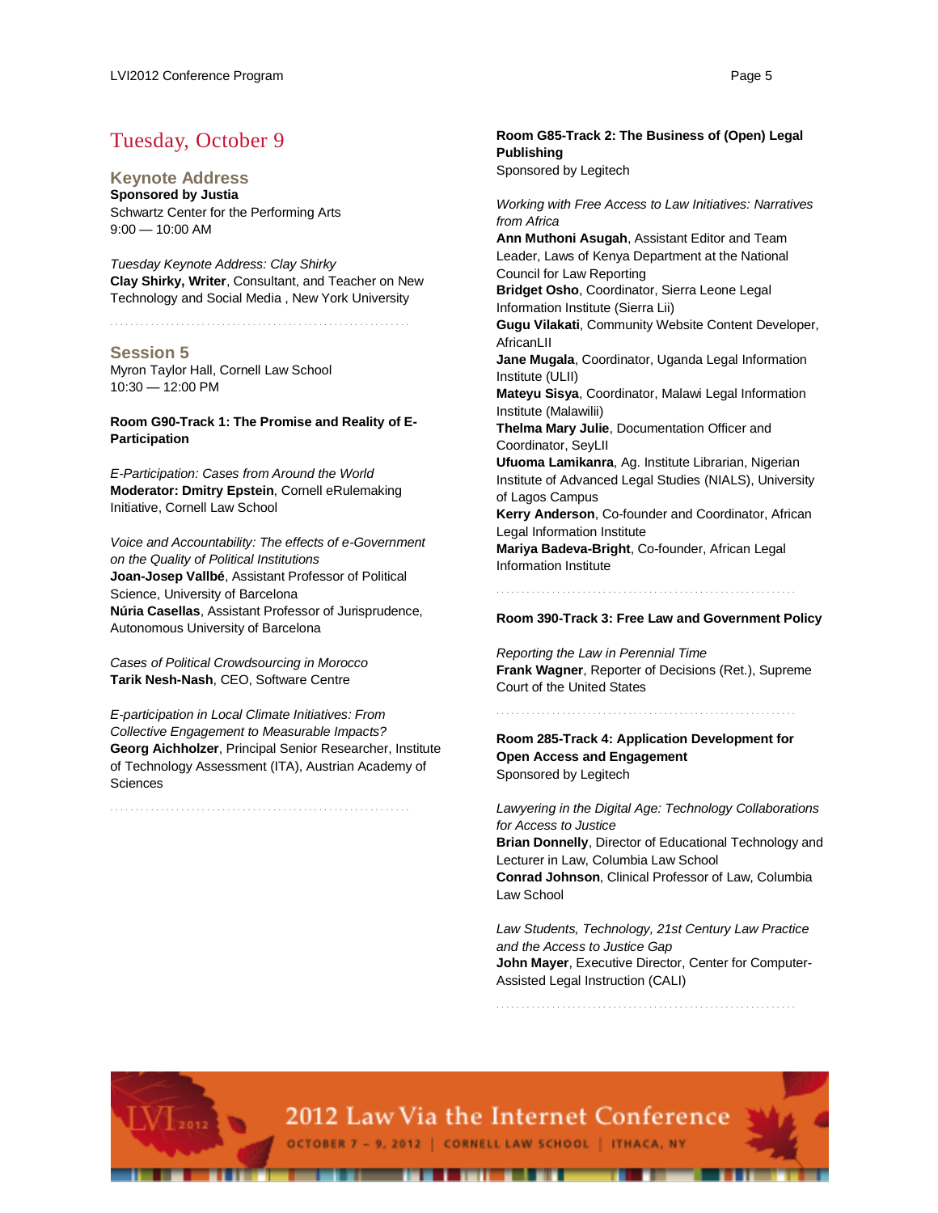# Tuesday, October 9

## Keynote Address

**Sponsored by Justia**
Schwartz Center for the Performing Arts
9:00 — 10:00 AM

*Tuesday Keynote Address: Clay Shirky*
**Clay Shirky, Writer**, Consultant, and Teacher on New Technology and Social Media , New York University

## Session 5

Myron Taylor Hall, Cornell Law School
10:30 — 12:00 PM

### Room G90-Track 1: The Promise and Reality of E-Participation

*E-Participation: Cases from Around the World*
**Moderator: Dmitry Epstein**, Cornell eRulemaking Initiative, Cornell Law School

*Voice and Accountability: The effects of e-Government on the Quality of Political Institutions*
**Joan-Josep Vallbé**, Assistant Professor of Political Science, University of Barcelona
**Núria Casellas**, Assistant Professor of Jurisprudence, Autonomous University of Barcelona

*Cases of Political Crowdsourcing in Morocco*
**Tarik Nesh-Nash**, CEO, Software Centre

*E-participation in Local Climate Initiatives: From Collective Engagement to Measurable Impacts?*
**Georg Aichholzer**, Principal Senior Researcher, Institute of Technology Assessment (ITA), Austrian Academy of Sciences

### Room G85-Track 2: The Business of (Open) Legal Publishing

Sponsored by Legitech

*Working with Free Access to Law Initiatives: Narratives from Africa*
**Ann Muthoni Asugah**, Assistant Editor and Team Leader, Laws of Kenya Department at the National Council for Law Reporting
**Bridget Osho**, Coordinator, Sierra Leone Legal Information Institute (Sierra Lii)
**Gugu Vilakati**, Community Website Content Developer, AfricanLII
**Jane Mugala**, Coordinator, Uganda Legal Information Institute (ULII)
**Mateyu Sisya**, Coordinator, Malawi Legal Information Institute (Malawilii)
**Thelma Mary Julie**, Documentation Officer and Coordinator, SeyLII
**Ufuoma Lamikanra**, Ag. Institute Librarian, Nigerian Institute of Advanced Legal Studies (NIALS), University of Lagos Campus
**Kerry Anderson**, Co-founder and Coordinator, African Legal Information Institute
**Mariya Badeva-Bright**, Co-founder, African Legal Information Institute

### Room 390-Track 3: Free Law and Government Policy

*Reporting the Law in Perennial Time*
**Frank Wagner**, Reporter of Decisions (Ret.), Supreme Court of the United States

### Room 285-Track 4: Application Development for Open Access and Engagement

Sponsored by Legitech

*Lawyering in the Digital Age: Technology Collaborations for Access to Justice*
**Brian Donnelly**, Director of Educational Technology and Lecturer in Law, Columbia Law School
**Conrad Johnson**, Clinical Professor of Law, Columbia Law School

*Law Students, Technology, 21st Century Law Practice and the Access to Justice Gap*
**John Mayer**, Executive Director, Center for Computer-Assisted Legal Instruction (CALI)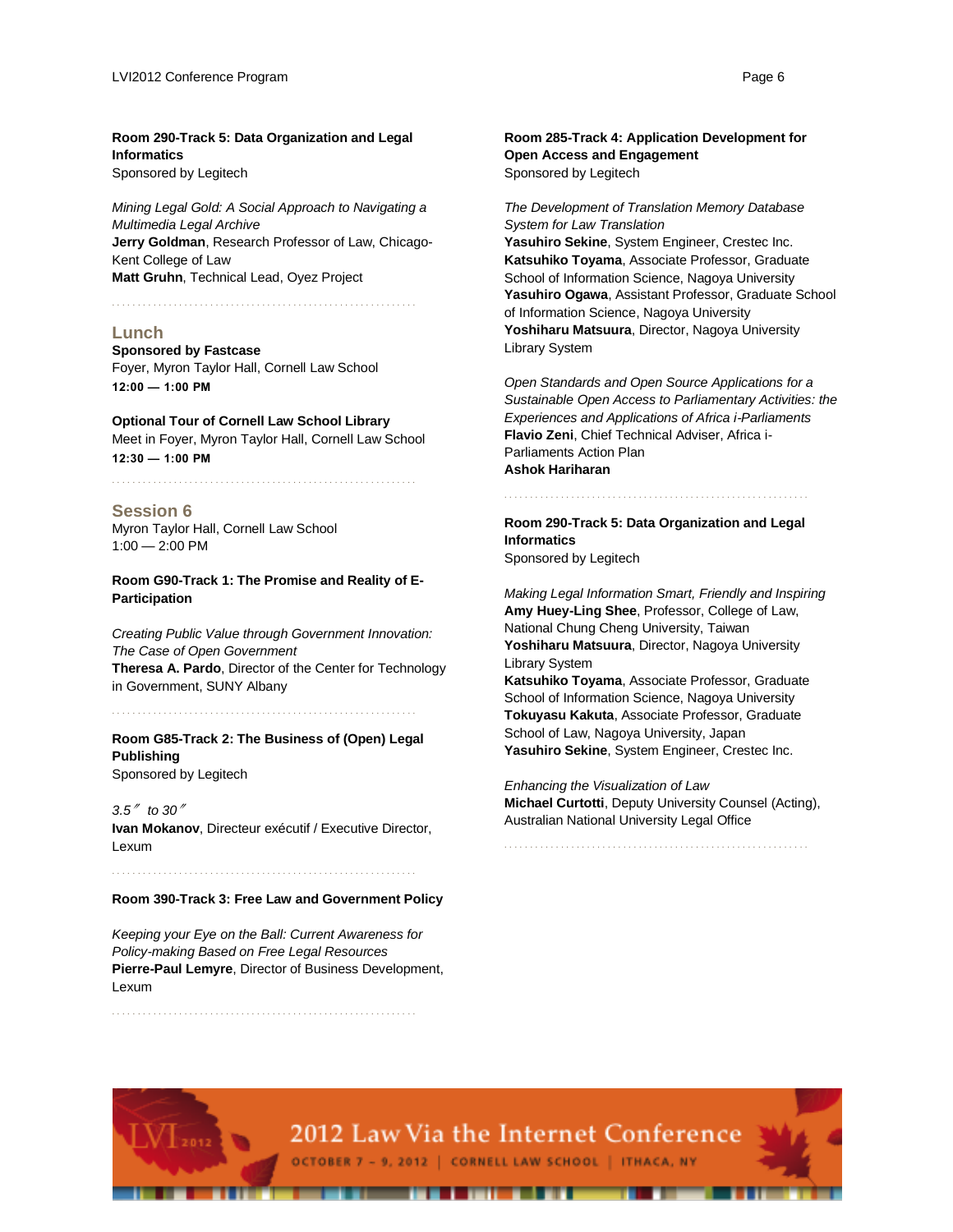**Room 290-Track 5: Data Organization and Legal Informatics**
Sponsored by Legitech

*Mining Legal Gold: A Social Approach to Navigating a Multimedia Legal Archive*
**Jerry Goldman**, Research Professor of Law, Chicago-Kent College of Law
**Matt Gruhn**, Technical Lead, Oyez Project

## Lunch

**Sponsored by Fastcase**
Foyer, Myron Taylor Hall, Cornell Law School
**12:00 — 1:00 PM**

**Optional Tour of Cornell Law School Library**
Meet in Foyer, Myron Taylor Hall, Cornell Law School
**12:30 — 1:00 PM**

## Session 6

Myron Taylor Hall, Cornell Law School
1:00 — 2:00 PM

**Room G90-Track 1: The Promise and Reality of E-Participation**

*Creating Public Value through Government Innovation: The Case of Open Government*
**Theresa A. Pardo**, Director of the Center for Technology in Government, SUNY Albany

**Room G85-Track 2: The Business of (Open) Legal Publishing**
Sponsored by Legitech

*3.5″ to 30″*
**Ivan Mokanov**, Directeur exécutif / Executive Director, Lexum

**Room 390-Track 3: Free Law and Government Policy**

*Keeping your Eye on the Ball: Current Awareness for Policy-making Based on Free Legal Resources*
**Pierre-Paul Lemyre**, Director of Business Development, Lexum

**Room 285-Track 4: Application Development for Open Access and Engagement**
Sponsored by Legitech

*The Development of Translation Memory Database System for Law Translation*
**Yasuhiro Sekine**, System Engineer, Crestec Inc.
**Katsuhiko Toyama**, Associate Professor, Graduate School of Information Science, Nagoya University
**Yasuhiro Ogawa**, Assistant Professor, Graduate School of Information Science, Nagoya University
**Yoshiharu Matsuura**, Director, Nagoya University Library System

*Open Standards and Open Source Applications for a Sustainable Open Access to Parliamentary Activities: the Experiences and Applications of Africa i-Parliaments*
**Flavio Zeni**, Chief Technical Adviser, Africa i-Parliaments Action Plan
**Ashok Hariharan**

**Room 290-Track 5: Data Organization and Legal Informatics**
Sponsored by Legitech

*Making Legal Information Smart, Friendly and Inspiring*
**Amy Huey-Ling Shee**, Professor, College of Law, National Chung Cheng University, Taiwan
**Yoshiharu Matsuura**, Director, Nagoya University Library System
**Katsuhiko Toyama**, Associate Professor, Graduate School of Information Science, Nagoya University
**Tokuyasu Kakuta**, Associate Professor, Graduate School of Law, Nagoya University, Japan
**Yasuhiro Sekine**, System Engineer, Crestec Inc.

*Enhancing the Visualization of Law*
**Michael Curtotti**, Deputy University Counsel (Acting), Australian National University Legal Office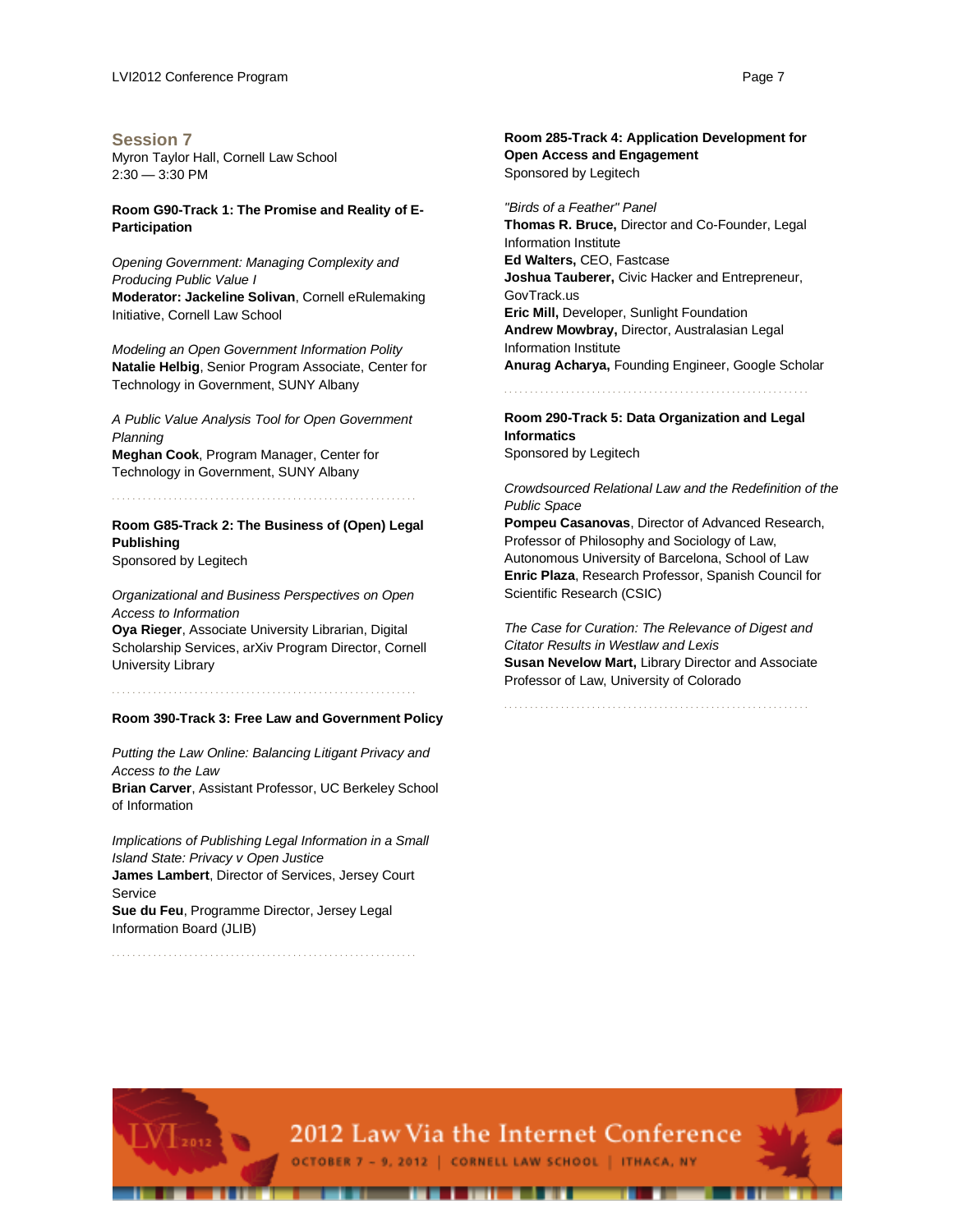## Session 7

Myron Taylor Hall, Cornell Law School
2:30 — 3:30 PM

**Room G90-Track 1: The Promise and Reality of E-Participation**

*Opening Government: Managing Complexity and Producing Public Value I*
**Moderator: Jackeline Solivan**, Cornell eRulemaking Initiative, Cornell Law School

*Modeling an Open Government Information Polity*
**Natalie Helbig**, Senior Program Associate, Center for Technology in Government, SUNY Albany

*A Public Value Analysis Tool for Open Government Planning*
**Meghan Cook**, Program Manager, Center for Technology in Government, SUNY Albany

**Room G85-Track 2: The Business of (Open) Legal Publishing**
Sponsored by Legitech

*Organizational and Business Perspectives on Open Access to Information*
**Oya Rieger**, Associate University Librarian, Digital Scholarship Services, arXiv Program Director, Cornell University Library

**Room 390-Track 3: Free Law and Government Policy**

*Putting the Law Online: Balancing Litigant Privacy and Access to the Law*
**Brian Carver**, Assistant Professor, UC Berkeley School of Information

*Implications of Publishing Legal Information in a Small Island State: Privacy v Open Justice*
**James Lambert**, Director of Services, Jersey Court Service
**Sue du Feu**, Programme Director, Jersey Legal Information Board (JLIB)

**Room 285-Track 4: Application Development for Open Access and Engagement**
Sponsored by Legitech

*"Birds of a Feather" Panel*
**Thomas R. Bruce,** Director and Co-Founder, Legal Information Institute
**Ed Walters,** CEO, Fastcase
**Joshua Tauberer,** Civic Hacker and Entrepreneur, GovTrack.us
**Eric Mill,** Developer, Sunlight Foundation
**Andrew Mowbray,** Director, Australasian Legal Information Institute
**Anurag Acharya,** Founding Engineer, Google Scholar

**Room 290-Track 5: Data Organization and Legal Informatics**
Sponsored by Legitech

*Crowdsourced Relational Law and the Redefinition of the Public Space*
**Pompeu Casanovas**, Director of Advanced Research, Professor of Philosophy and Sociology of Law, Autonomous University of Barcelona, School of Law
**Enric Plaza**, Research Professor, Spanish Council for Scientific Research (CSIC)

*The Case for Curation: The Relevance of Digest and Citator Results in Westlaw and Lexis*
**Susan Nevelow Mart,** Library Director and Associate Professor of Law, University of Colorado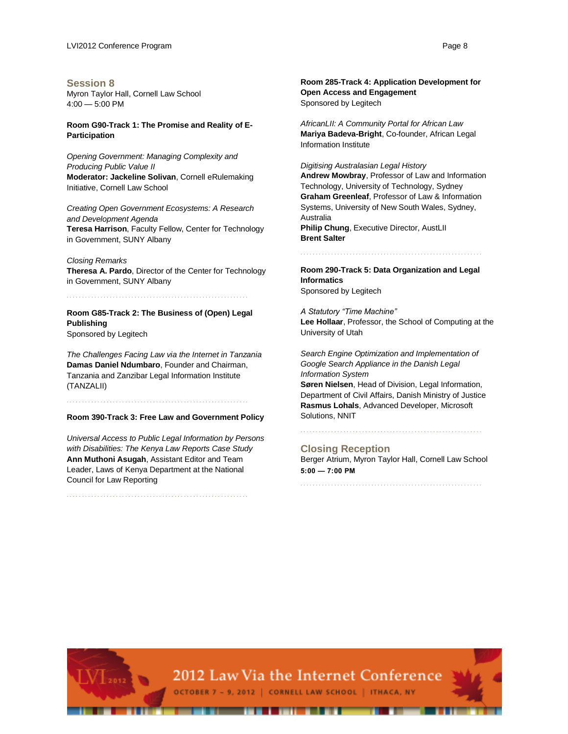## Session 8

Myron Taylor Hall, Cornell Law School
4:00 — 5:00 PM

**Room G90-Track 1: The Promise and Reality of E-Participation**

*Opening Government: Managing Complexity and Producing Public Value II*
**Moderator: Jackeline Solivan**, Cornell eRulemaking Initiative, Cornell Law School

*Creating Open Government Ecosystems: A Research and Development Agenda*
**Teresa Harrison**, Faculty Fellow, Center for Technology in Government, SUNY Albany

*Closing Remarks*
**Theresa A. Pardo**, Director of the Center for Technology in Government, SUNY Albany

**Room G85-Track 2: The Business of (Open) Legal Publishing**
Sponsored by Legitech

*The Challenges Facing Law via the Internet in Tanzania*
**Damas Daniel Ndumbaro**, Founder and Chairman, Tanzania and Zanzibar Legal Information Institute (TANZALII)

**Room 390-Track 3: Free Law and Government Policy**

*Universal Access to Public Legal Information by Persons with Disabilities: The Kenya Law Reports Case Study*
**Ann Muthoni Asugah**, Assistant Editor and Team Leader, Laws of Kenya Department at the National Council for Law Reporting

**Room 285-Track 4: Application Development for Open Access and Engagement**
Sponsored by Legitech

*AfricanLII: A Community Portal for African Law*
**Mariya Badeva-Bright**, Co-founder, African Legal Information Institute

*Digitising Australasian Legal History*
**Andrew Mowbray**, Professor of Law and Information Technology, University of Technology, Sydney
**Graham Greenleaf**, Professor of Law & Information Systems, University of New South Wales, Sydney, Australia
**Philip Chung**, Executive Director, AustLII
**Brent Salter**

**Room 290-Track 5: Data Organization and Legal Informatics**
Sponsored by Legitech

*A Statutory "Time Machine"*
**Lee Hollaar**, Professor, the School of Computing at the University of Utah

*Search Engine Optimization and Implementation of Google Search Appliance in the Danish Legal Information System*
**Søren Nielsen**, Head of Division, Legal Information, Department of Civil Affairs, Danish Ministry of Justice
**Rasmus Lohals**, Advanced Developer, Microsoft Solutions, NNIT

## Closing Reception

Berger Atrium, Myron Taylor Hall, Cornell Law School
**5:00 — 7:00 PM**